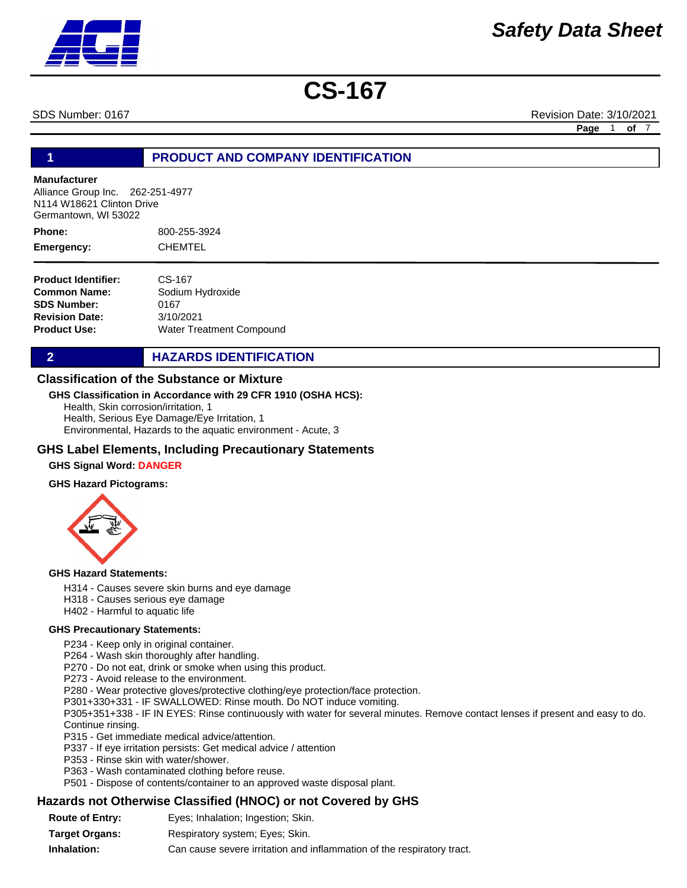# Safety Data Sheet

# CS-167

SDS Number: 0167 Revision Date: 3/10/2021

## 1 PRODUCT AND COMPANY IDENTIFICATION

**Manufacturer**
Alliance Group Inc. 262-251-4977
N114 W18621 Clinton Drive
Germantown, WI 53022

**Phone:** 800-255-3924

**Emergency:** CHEMTEL

**Product Identifier:** CS-167
**Common Name:** Sodium Hydroxide
**SDS Number:** 0167
**Revision Date:** 3/10/2021
**Product Use:** Water Treatment Compound

## 2 HAZARDS IDENTIFICATION

### Classification of the Substance or Mixture

**GHS Classification in Accordance with 29 CFR 1910 (OSHA HCS):**

Health, Skin corrosion/irritation, 1
Health, Serious Eye Damage/Eye Irritation, 1
Environmental, Hazards to the aquatic environment - Acute, 3

### GHS Label Elements, Including Precautionary Statements

**GHS Signal Word:** **DANGER**

**GHS Hazard Pictograms:**

**GHS Hazard Statements:**

H314 - Causes severe skin burns and eye damage
H318 - Causes serious eye damage
H402 - Harmful to aquatic life

**GHS Precautionary Statements:**

P234 - Keep only in original container.
P264 - Wash skin thoroughly after handling.
P270 - Do not eat, drink or smoke when using this product.
P273 - Avoid release to the environment.
P280 - Wear protective gloves/protective clothing/eye protection/face protection.
P301+330+331 - IF SWALLOWED: Rinse mouth. Do NOT induce vomiting.
P305+351+338 - IF IN EYES: Rinse continuously with water for several minutes. Remove contact lenses if present and easy to do. Continue rinsing.
P315 - Get immediate medical advice/attention.
P337 - If eye irritation persists: Get medical advice / attention
P353 - Rinse skin with water/shower.
P363 - Wash contaminated clothing before reuse.
P501 - Dispose of contents/container to an approved waste disposal plant.

### Hazards not Otherwise Classified (HNOC) or not Covered by GHS

**Route of Entry:** Eyes; Inhalation; Ingestion; Skin.

**Target Organs:** Respiratory system; Eyes; Skin.

**Inhalation:** Can cause severe irritation and inflammation of the respiratory tract.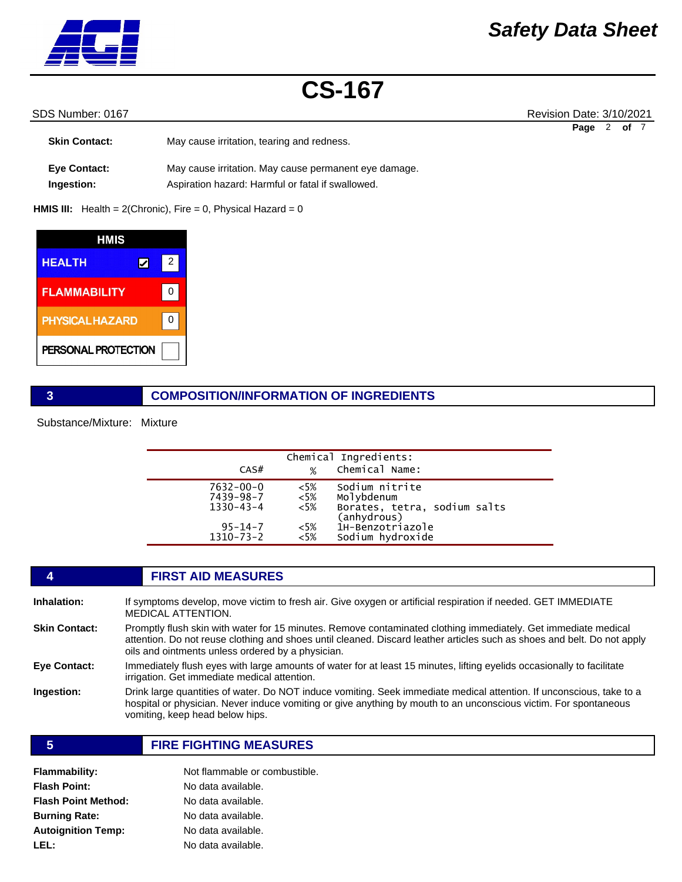**Skin Contact:** May cause irritation, tearing and redness.

**Eye Contact:** May cause irritation. May cause permanent eye damage.

**Ingestion:** Aspiration hazard: Harmful or fatal if swallowed.

**HMIS III:** Health = 2(Chronic), Fire = 0, Physical Hazard = 0

| HMIS | |
|---|---|
| HEALTH ☑ | 2 |
| FLAMMABILITY | 0 |
| PHYSICAL HAZARD | 0 |
| PERSONAL PROTECTION | |

## 3 COMPOSITION/INFORMATION OF INGREDIENTS

Substance/Mixture: Mixture

Chemical Ingredients:

| CAS# | % | Chemical Name: |
|---|---|---|
| 7632-00-0 | <5% | Sodium nitrite |
| 7439-98-7 | <5% | Molybdenum |
| 1330-43-4 | <5% | Borates, tetra, sodium salts (anhydrous) |
| 95-14-7 | <5% | 1H-Benzotriazole |
| 1310-73-2 | <5% | Sodium hydroxide |

## 4 FIRST AID MEASURES

**Inhalation:** If symptoms develop, move victim to fresh air. Give oxygen or artificial respiration if needed. GET IMMEDIATE MEDICAL ATTENTION.

**Skin Contact:** Promptly flush skin with water for 15 minutes. Remove contaminated clothing immediately. Get immediate medical attention. Do not reuse clothing and shoes until cleaned. Discard leather articles such as shoes and belt. Do not apply oils and ointments unless ordered by a physician.

**Eye Contact:** Immediately flush eyes with large amounts of water for at least 15 minutes, lifting eyelids occasionally to facilitate irrigation. Get immediate medical attention.

**Ingestion:** Drink large quantities of water. Do NOT induce vomiting. Seek immediate medical attention. If unconscious, take to a hospital or physician. Never induce vomiting or give anything by mouth to an unconscious victim. For spontaneous vomiting, keep head below hips.

## 5 FIRE FIGHTING MEASURES

**Flammability:** Not flammable or combustible.

**Flash Point:** No data available.

**Flash Point Method:** No data available.

**Burning Rate:** No data available.

**Autoignition Temp:** No data available.

**LEL:** No data available.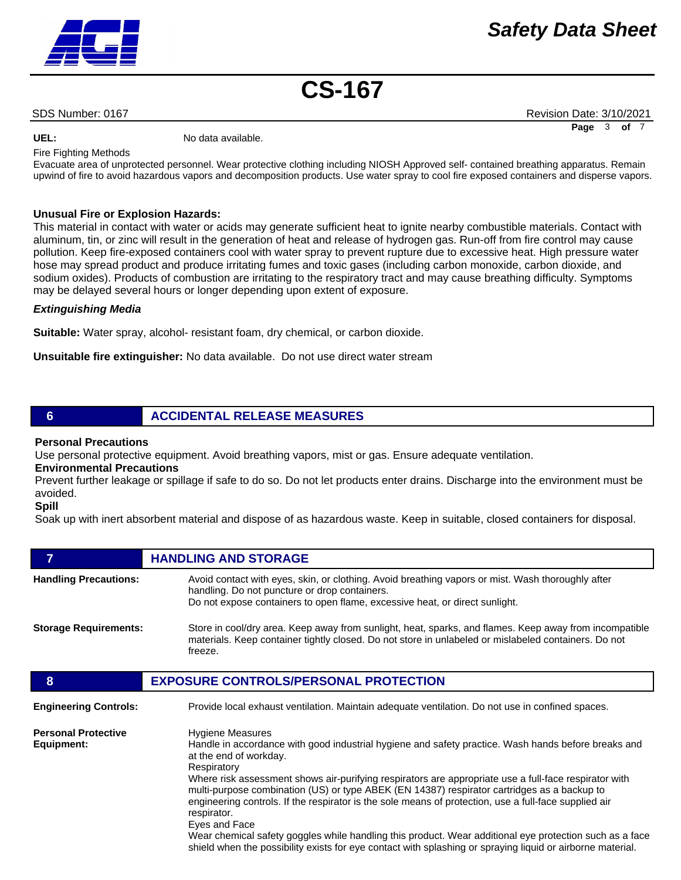**UEL:** No data available.

Fire Fighting Methods

Evacuate area of unprotected personnel. Wear protective clothing including NIOSH Approved self- contained breathing apparatus. Remain upwind of fire to avoid hazardous vapors and decomposition products. Use water spray to cool fire exposed containers and disperse vapors.

**Unusual Fire or Explosion Hazards:**

This material in contact with water or acids may generate sufficient heat to ignite nearby combustible materials. Contact with aluminum, tin, or zinc will result in the generation of heat and release of hydrogen gas. Run-off from fire control may cause pollution. Keep fire-exposed containers cool with water spray to prevent rupture due to excessive heat. High pressure water hose may spread product and produce irritating fumes and toxic gases (including carbon monoxide, carbon dioxide, and sodium oxides). Products of combustion are irritating to the respiratory tract and may cause breathing difficulty. Symptoms may be delayed several hours or longer depending upon extent of exposure.

***Extinguishing Media***

**Suitable:** Water spray, alcohol- resistant foam, dry chemical, or carbon dioxide.

**Unsuitable fire extinguisher:** No data available. Do not use direct water stream

## 6 ACCIDENTAL RELEASE MEASURES

**Personal Precautions**

Use personal protective equipment. Avoid breathing vapors, mist or gas. Ensure adequate ventilation.

**Environmental Precautions**

Prevent further leakage or spillage if safe to do so. Do not let products enter drains. Discharge into the environment must be avoided.

**Spill**

Soak up with inert absorbent material and dispose of as hazardous waste. Keep in suitable, closed containers for disposal.

## 7 HANDLING AND STORAGE

**Handling Precautions:** Avoid contact with eyes, skin, or clothing. Avoid breathing vapors or mist. Wash thoroughly after handling. Do not puncture or drop containers.
Do not expose containers to open flame, excessive heat, or direct sunlight.

**Storage Requirements:** Store in cool/dry area. Keep away from sunlight, heat, sparks, and flames. Keep away from incompatible materials. Keep container tightly closed. Do not store in unlabeled or mislabeled containers. Do not freeze.

## 8 EXPOSURE CONTROLS/PERSONAL PROTECTION

**Engineering Controls:** Provide local exhaust ventilation. Maintain adequate ventilation. Do not use in confined spaces.

**Personal Protective Equipment:**

Hygiene Measures

Handle in accordance with good industrial hygiene and safety practice. Wash hands before breaks and at the end of workday.

Respiratory

Where risk assessment shows air-purifying respirators are appropriate use a full-face respirator with multi-purpose combination (US) or type ABEK (EN 14387) respirator cartridges as a backup to engineering controls. If the respirator is the sole means of protection, use a full-face supplied air respirator.

Eyes and Face

Wear chemical safety goggles while handling this product. Wear additional eye protection such as a face shield when the possibility exists for eye contact with splashing or spraying liquid or airborne material.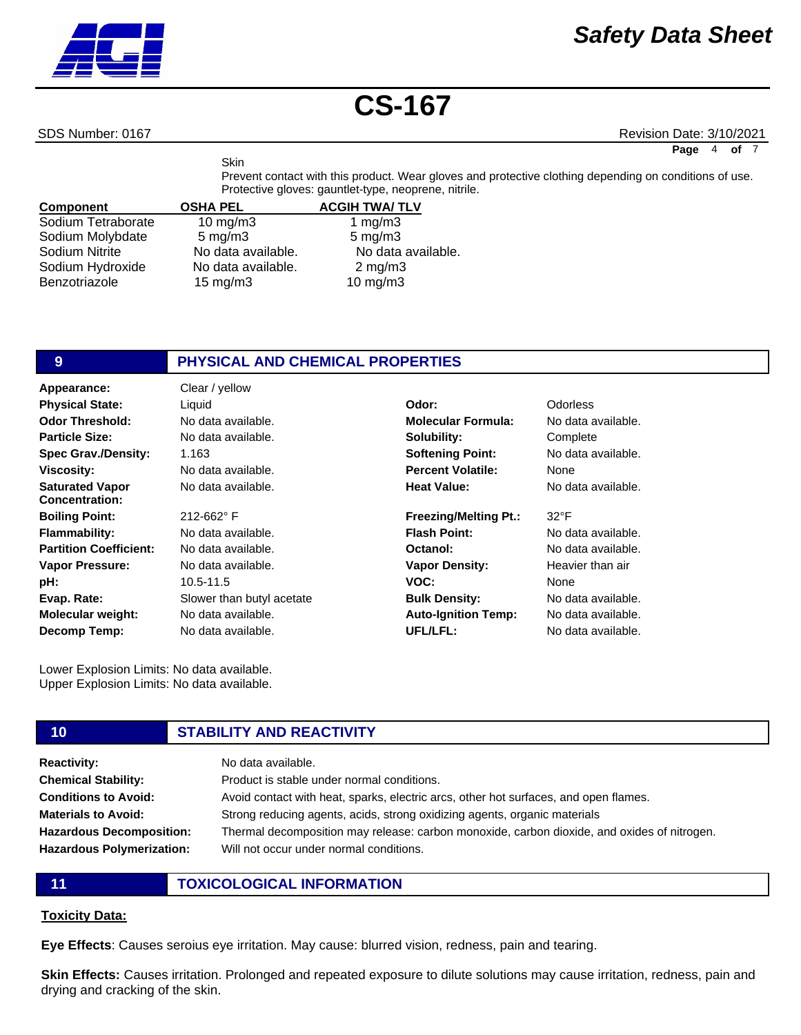Skin

Prevent contact with this product. Wear gloves and protective clothing depending on conditions of use. Protective gloves: gauntlet-type, neoprene, nitrile.

| Component | OSHA PEL | ACGIH TWA/ TLV |
|---|---|---|
| Sodium Tetraborate | 10 mg/m3 | 1 mg/m3 |
| Sodium Molybdate | 5 mg/m3 | 5 mg/m3 |
| Sodium Nitrite | No data available. | No data available. |
| Sodium Hydroxide | No data available. | 2 mg/m3 |
| Benzotriazole | 15 mg/m3 | 10 mg/m3 |

## 9 PHYSICAL AND CHEMICAL PROPERTIES

| | | | |
|---|---|---|---|
| **Appearance:** | Clear / yellow | | |
| **Physical State:** | Liquid | **Odor:** | Odorless |
| **Odor Threshold:** | No data available. | **Molecular Formula:** | No data available. |
| **Particle Size:** | No data available. | **Solubility:** | Complete |
| **Spec Grav./Density:** | 1.163 | **Softening Point:** | No data available. |
| **Viscosity:** | No data available. | **Percent Volatile:** | None |
| **Saturated Vapor Concentration:** | No data available. | **Heat Value:** | No data available. |
| **Boiling Point:** | 212-662° F | **Freezing/Melting Pt.:** | 32°F |
| **Flammability:** | No data available. | **Flash Point:** | No data available. |
| **Partition Coefficient:** | No data available. | **Octanol:** | No data available. |
| **Vapor Pressure:** | No data available. | **Vapor Density:** | Heavier than air |
| **pH:** | 10.5-11.5 | **VOC:** | None |
| **Evap. Rate:** | Slower than butyl acetate | **Bulk Density:** | No data available. |
| **Molecular weight:** | No data available. | **Auto-Ignition Temp:** | No data available. |
| **Decomp Temp:** | No data available. | **UFL/LFL:** | No data available. |

Lower Explosion Limits: No data available.
Upper Explosion Limits: No data available.

## 10 STABILITY AND REACTIVITY

**Reactivity:** No data available.

**Chemical Stability:** Product is stable under normal conditions.

**Conditions to Avoid:** Avoid contact with heat, sparks, electric arcs, other hot surfaces, and open flames.

**Materials to Avoid:** Strong reducing agents, acids, strong oxidizing agents, organic materials

**Hazardous Decomposition:** Thermal decomposition may release: carbon monoxide, carbon dioxide, and oxides of nitrogen.

**Hazardous Polymerization:** Will not occur under normal conditions.

## 11 TOXICOLOGICAL INFORMATION

**Toxicity Data:**

**Eye Effects**: Causes seroius eye irritation. May cause: blurred vision, redness, pain and tearing.

**Skin Effects:** Causes irritation. Prolonged and repeated exposure to dilute solutions may cause irritation, redness, pain and drying and cracking of the skin.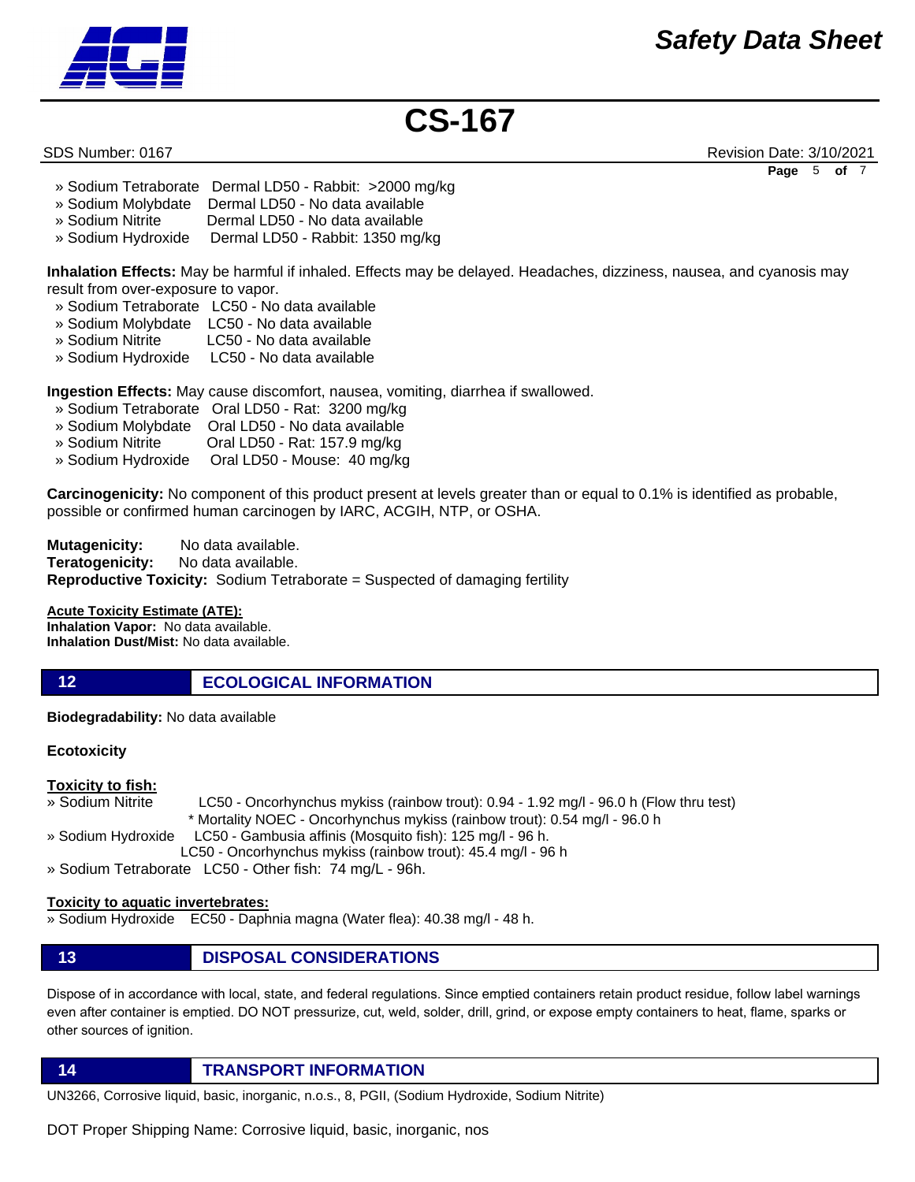» Sodium Tetraborate Dermal LD50 - Rabbit: >2000 mg/kg
» Sodium Molybdate Dermal LD50 - No data available
» Sodium Nitrite Dermal LD50 - No data available
» Sodium Hydroxide Dermal LD50 - Rabbit: 1350 mg/kg

**Inhalation Effects:** May be harmful if inhaled. Effects may be delayed. Headaches, dizziness, nausea, and cyanosis may result from over-exposure to vapor.
» Sodium Tetraborate LC50 - No data available
» Sodium Molybdate LC50 - No data available
» Sodium Nitrite LC50 - No data available
» Sodium Hydroxide LC50 - No data available

**Ingestion Effects:** May cause discomfort, nausea, vomiting, diarrhea if swallowed.
» Sodium Tetraborate Oral LD50 - Rat: 3200 mg/kg
» Sodium Molybdate Oral LD50 - No data available
» Sodium Nitrite Oral LD50 - Rat: 157.9 mg/kg
» Sodium Hydroxide Oral LD50 - Mouse: 40 mg/kg

**Carcinogenicity:** No component of this product present at levels greater than or equal to 0.1% is identified as probable, possible or confirmed human carcinogen by IARC, ACGIH, NTP, or OSHA.

**Mutagenicity:** No data available.
**Teratogenicity:** No data available.
**Reproductive Toxicity:** Sodium Tetraborate = Suspected of damaging fertility

**Acute Toxicity Estimate (ATE):**
**Inhalation Vapor:** No data available.
**Inhalation Dust/Mist:** No data available.

## 12 ECOLOGICAL INFORMATION

**Biodegradability:** No data available

**Ecotoxicity**

**Toxicity to fish:**
» Sodium Nitrite LC50 - Oncorhynchus mykiss (rainbow trout): 0.94 - 1.92 mg/l - 96.0 h (Flow thru test)
* Mortality NOEC - Oncorhynchus mykiss (rainbow trout): 0.54 mg/l - 96.0 h
» Sodium Hydroxide LC50 - Gambusia affinis (Mosquito fish): 125 mg/l - 96 h.
LC50 - Oncorhynchus mykiss (rainbow trout): 45.4 mg/l - 96 h
» Sodium Tetraborate LC50 - Other fish: 74 mg/L - 96h.

**Toxicity to aquatic invertebrates:**
» Sodium Hydroxide EC50 - Daphnia magna (Water flea): 40.38 mg/l - 48 h.

## 13 DISPOSAL CONSIDERATIONS

Dispose of in accordance with local, state, and federal regulations. Since emptied containers retain product residue, follow label warnings even after container is emptied. DO NOT pressurize, cut, weld, solder, drill, grind, or expose empty containers to heat, flame, sparks or other sources of ignition.

## 14 TRANSPORT INFORMATION

UN3266, Corrosive liquid, basic, inorganic, n.o.s., 8, PGII, (Sodium Hydroxide, Sodium Nitrite)

DOT Proper Shipping Name: Corrosive liquid, basic, inorganic, nos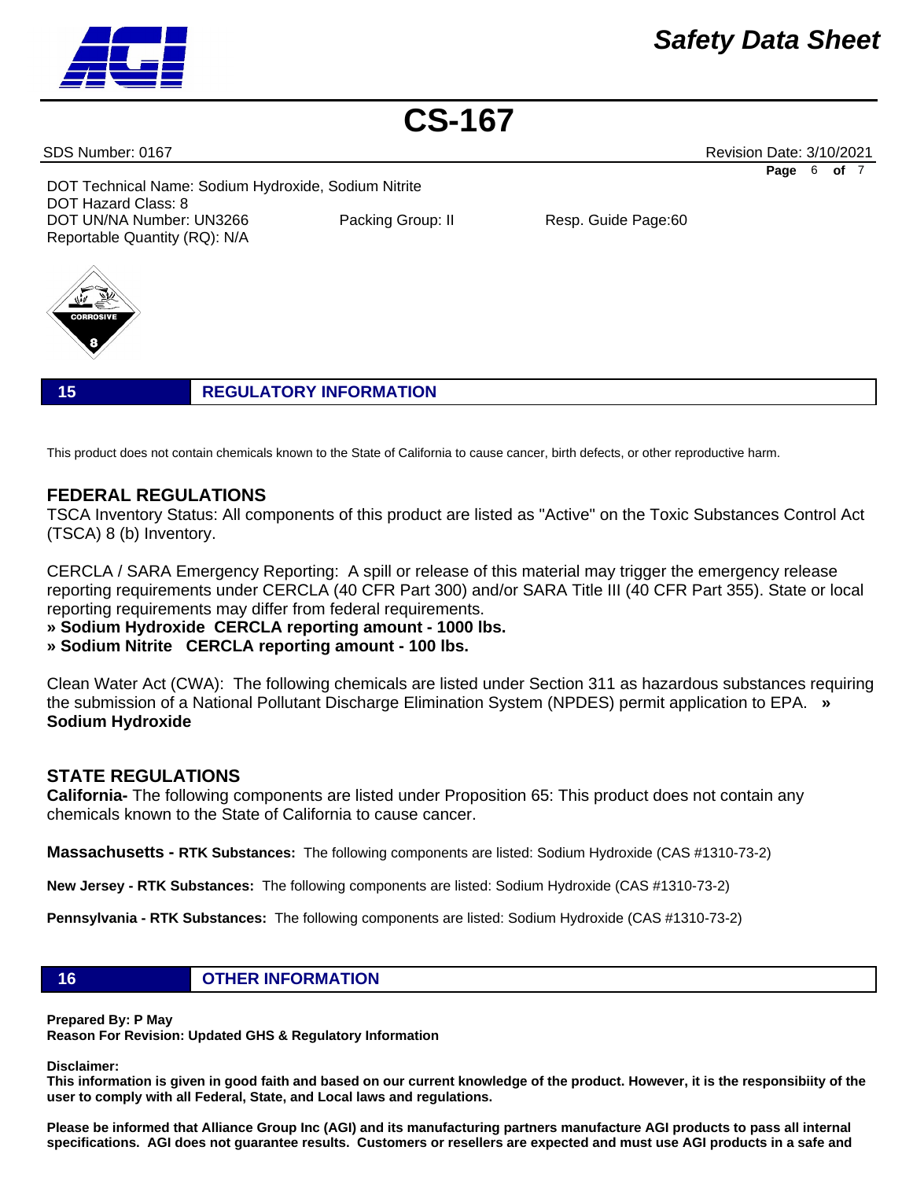DOT Technical Name: Sodium Hydroxide, Sodium Nitrite
DOT Hazard Class: 8
DOT UN/NA Number: UN3266　　Packing Group: II　　Resp. Guide Page:60
Reportable Quantity (RQ): N/A

## 15 REGULATORY INFORMATION

This product does not contain chemicals known to the State of California to cause cancer, birth defects, or other reproductive harm.

### FEDERAL REGULATIONS

TSCA Inventory Status: All components of this product are listed as "Active" on the Toxic Substances Control Act (TSCA) 8 (b) Inventory.

CERCLA / SARA Emergency Reporting: A spill or release of this material may trigger the emergency release reporting requirements under CERCLA (40 CFR Part 300) and/or SARA Title III (40 CFR Part 355). State or local reporting requirements may differ from federal requirements.

**» Sodium Hydroxide CERCLA reporting amount - 1000 lbs.**
**» Sodium Nitrite CERCLA reporting amount - 100 lbs.**

Clean Water Act (CWA): The following chemicals are listed under Section 311 as hazardous substances requiring the submission of a National Pollutant Discharge Elimination System (NPDES) permit application to EPA. **» Sodium Hydroxide**

### STATE REGULATIONS

**California-** The following components are listed under Proposition 65: This product does not contain any chemicals known to the State of California to cause cancer.

**Massachusetts - RTK Substances:** The following components are listed: Sodium Hydroxide (CAS #1310-73-2)

**New Jersey - RTK Substances:** The following components are listed: Sodium Hydroxide (CAS #1310-73-2)

**Pennsylvania - RTK Substances:** The following components are listed: Sodium Hydroxide (CAS #1310-73-2)

## 16 OTHER INFORMATION

**Prepared By: P May**
**Reason For Revision: Updated GHS & Regulatory Information**

**Disclaimer:**
**This information is given in good faith and based on our current knowledge of the product. However, it is the responsibiity of the user to comply with all Federal, State, and Local laws and regulations.**

**Please be informed that Alliance Group Inc (AGI) and its manufacturing partners manufacture AGI products to pass all internal specifications. AGI does not guarantee results. Customers or resellers are expected and must use AGI products in a safe and**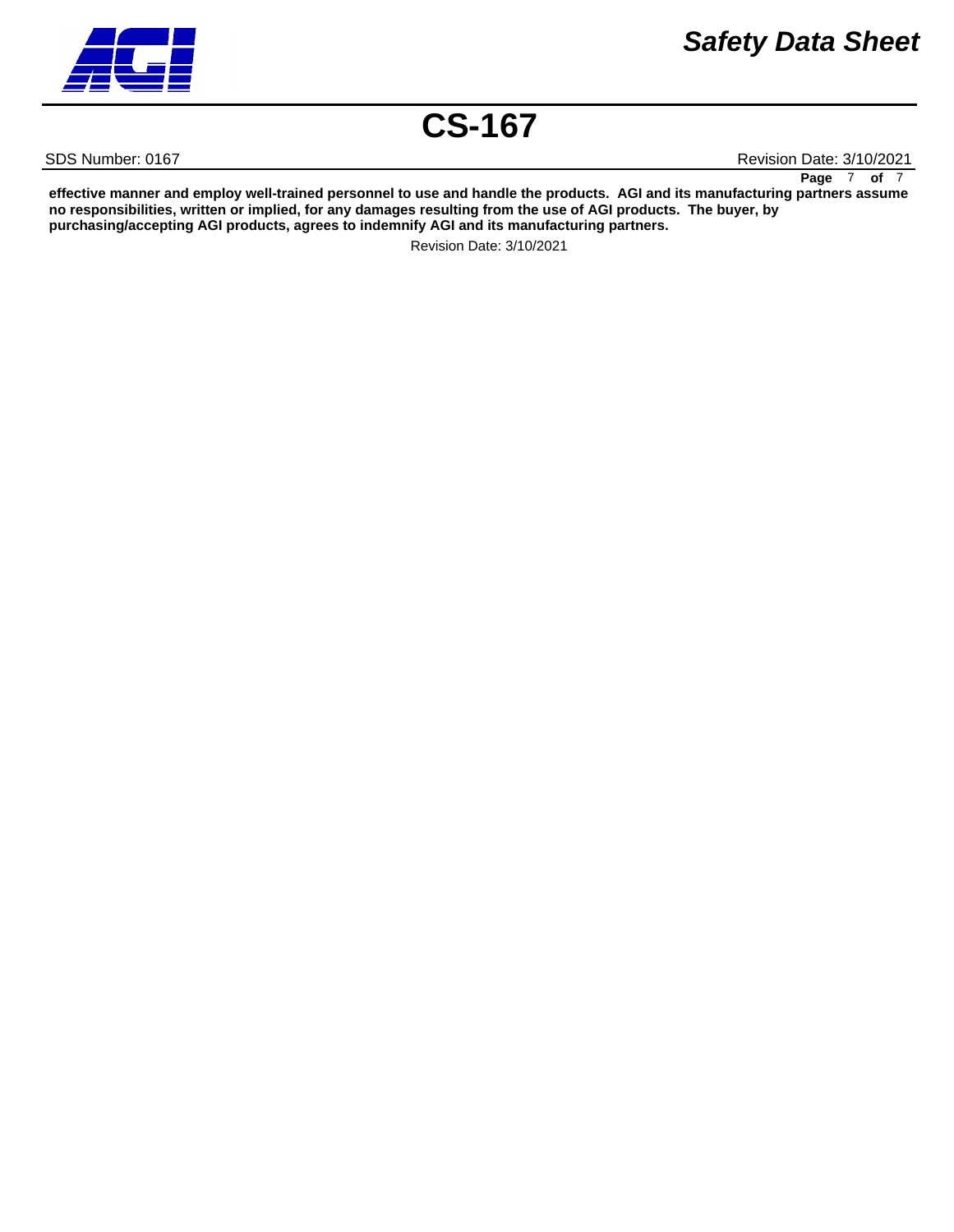**effective manner and employ well-trained personnel to use and handle the products. AGI and its manufacturing partners assume no responsibilities, written or implied, for any damages resulting from the use of AGI products. The buyer, by purchasing/accepting AGI products, agrees to indemnify AGI and its manufacturing partners.**

Revision Date: 3/10/2021